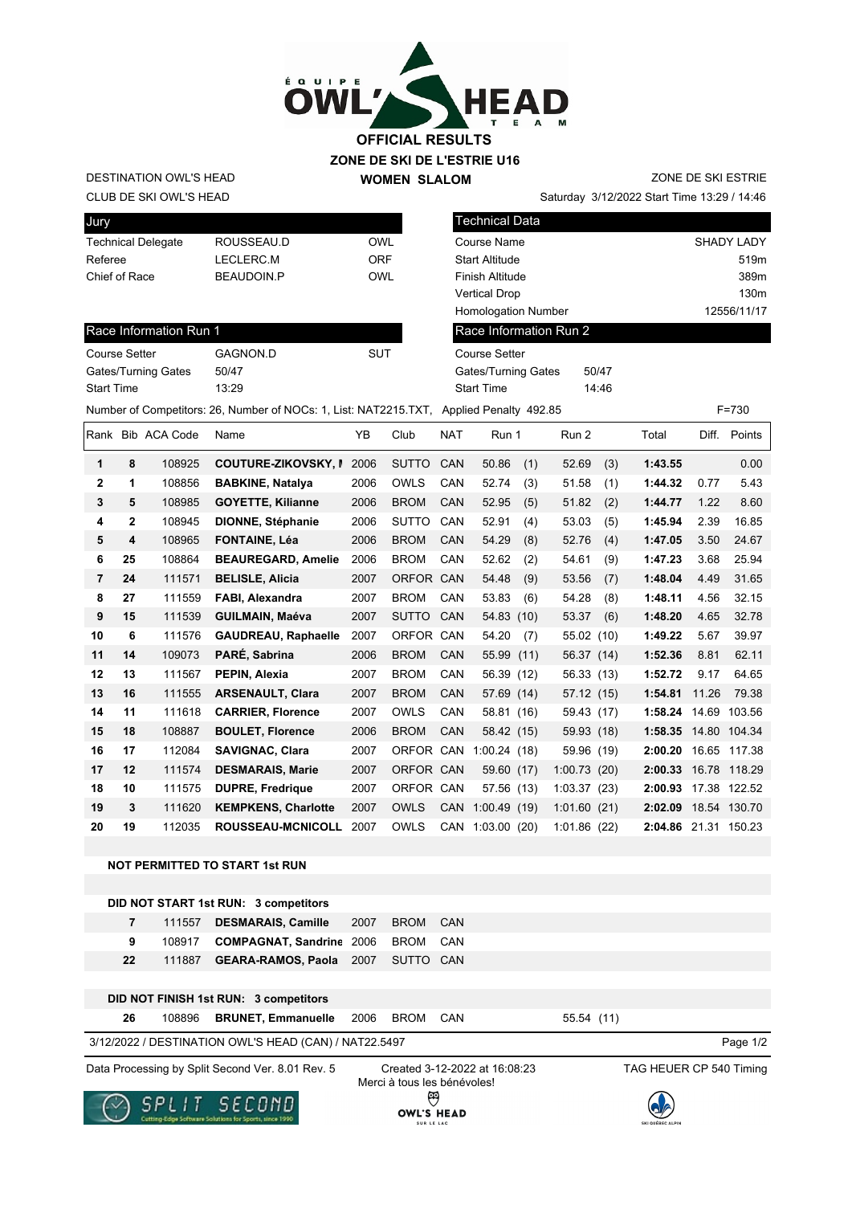# OFFICIAL RESULTS

## ZONE DE SKI DE L'ESTRIE U16

### WOMEN SLALOM

DESTINATION OWL'S HEAD
CLUB DE SKI OWL'S HEAD

ZONE DE SKI ESTRIE
Saturday 3/12/2022 Start Time 13:29 / 14:46

| Jury | | |
|---|---|---|
| Technical Delegate | ROUSSEAU.D | OWL |
| Referee | LECLERC.M | ORF |
| Chief of Race | BEAUDOIN.P | OWL |

| Technical Data | |
|---|---|
| Course Name | SHADY LADY |
| Start Altitude | 519m |
| Finish Altitude | 389m |
| Vertical Drop | 130m |
| Homologation Number | 12556/11/17 |

| Race Information Run 1 | | |
|---|---|---|
| Course Setter | GAGNON.D | SUT |
| Gates/Turning Gates | 50/47 | |
| Start Time | 13:29 | |

| Race Information Run 2 | |
|---|---|
| Course Setter | |
| Gates/Turning Gates | 50/47 |
| Start Time | 14:46 |

Number of Competitors: 26, Number of NOCs: 1, List: NAT2215.TXT, Applied Penalty 492.85 F=730

| Rank | Bib | ACA Code | Name | YB | Club | NAT | Run 1 | | Run 2 | | Total | Diff. | Points |
|---|---|---|---|---|---|---|---|---|---|---|---|---|---|
| 1 | 8 | 108925 | **COUTURE-ZIKOVSKY, I** | 2006 | SUTTO | CAN | 50.86 | (1) | 52.69 | (3) | **1:43.55** | | 0.00 |
| 2 | 1 | 108856 | **BABKINE, Natalya** | 2006 | OWLS | CAN | 52.74 | (3) | 51.58 | (1) | **1:44.32** | 0.77 | 5.43 |
| 3 | 5 | 108985 | **GOYETTE, Kilianne** | 2006 | BROM | CAN | 52.95 | (5) | 51.82 | (2) | **1:44.77** | 1.22 | 8.60 |
| 4 | 2 | 108945 | **DIONNE, Stéphanie** | 2006 | SUTTO | CAN | 52.91 | (4) | 53.03 | (5) | **1:45.94** | 2.39 | 16.85 |
| 5 | 4 | 108965 | **FONTAINE, Léa** | 2006 | BROM | CAN | 54.29 | (8) | 52.76 | (4) | **1:47.05** | 3.50 | 24.67 |
| 6 | 25 | 108864 | **BEAUREGARD, Amelie** | 2006 | BROM | CAN | 52.62 | (2) | 54.61 | (9) | **1:47.23** | 3.68 | 25.94 |
| 7 | 24 | 111571 | **BELISLE, Alicia** | 2007 | ORFOR | CAN | 54.48 | (9) | 53.56 | (7) | **1:48.04** | 4.49 | 31.65 |
| 8 | 27 | 111559 | **FABI, Alexandra** | 2007 | BROM | CAN | 53.83 | (6) | 54.28 | (8) | **1:48.11** | 4.56 | 32.15 |
| 9 | 15 | 111539 | **GUILMAIN, Maéva** | 2007 | SUTTO | CAN | 54.83 | (10) | 53.37 | (6) | **1:48.20** | 4.65 | 32.78 |
| 10 | 6 | 111576 | **GAUDREAU, Raphaelle** | 2007 | ORFOR | CAN | 54.20 | (7) | 55.02 | (10) | **1:49.22** | 5.67 | 39.97 |
| 11 | 14 | 109073 | **PARÉ, Sabrina** | 2006 | BROM | CAN | 55.99 | (11) | 56.37 | (14) | **1:52.36** | 8.81 | 62.11 |
| 12 | 13 | 111567 | **PEPIN, Alexia** | 2007 | BROM | CAN | 56.39 | (12) | 56.33 | (13) | **1:52.72** | 9.17 | 64.65 |
| 13 | 16 | 111555 | **ARSENAULT, Clara** | 2007 | BROM | CAN | 57.69 | (14) | 57.12 | (15) | **1:54.81** | 11.26 | 79.38 |
| 14 | 11 | 111618 | **CARRIER, Florence** | 2007 | OWLS | CAN | 58.81 | (16) | 59.43 | (17) | **1:58.24** | 14.69 | 103.56 |
| 15 | 18 | 108887 | **BOULET, Florence** | 2006 | BROM | CAN | 58.42 | (15) | 59.93 | (18) | **1:58.35** | 14.80 | 104.34 |
| 16 | 17 | 112084 | **SAVIGNAC, Clara** | 2007 | ORFOR | CAN | 1:00.24 | (18) | 59.96 | (19) | **2:00.20** | 16.65 | 117.38 |
| 17 | 12 | 111574 | **DESMARAIS, Marie** | 2007 | ORFOR | CAN | 59.60 | (17) | 1:00.73 | (20) | **2:00.33** | 16.78 | 118.29 |
| 18 | 10 | 111575 | **DUPRE, Fredrique** | 2007 | ORFOR | CAN | 57.56 | (13) | 1:03.37 | (23) | **2:00.93** | 17.38 | 122.52 |
| 19 | 3 | 111620 | **KEMPKENS, Charlotte** | 2007 | OWLS | CAN | 1:00.49 | (19) | 1:01.60 | (21) | **2:02.09** | 18.54 | 130.70 |
| 20 | 19 | 112035 | **ROUSSEAU-MCNICOLL** | 2007 | OWLS | CAN | 1:03.00 | (20) | 1:01.86 | (22) | **2:04.86** | 21.31 | 150.23 |

**NOT PERMITTED TO START 1st RUN**

**DID NOT START 1st RUN: 3 competitors**

| Bib | ACA Code | Name | YB | Club | NAT |
|---|---|---|---|---|---|
| 7 | 111557 | **DESMARAIS, Camille** | 2007 | BROM | CAN |
| 9 | 108917 | **COMPAGNAT, Sandrine** | 2006 | BROM | CAN |
| 22 | 111887 | **GEARA-RAMOS, Paola** | 2007 | SUTTO | CAN |

**DID NOT FINISH 1st RUN: 3 competitors**

| Bib | ACA Code | Name | YB | Club | NAT | Run 2 |
|---|---|---|---|---|---|---|
| 26 | 108896 | **BRUNET, Emmanuelle** | 2006 | BROM | CAN | 55.54 (11) |

3/12/2022 / DESTINATION OWL'S HEAD (CAN) / NAT22.5497

Data Processing by Split Second Ver. 8.01 Rev. 5 — Created 3-12-2022 at 16:08:23 — TAG HEUER CP 540 Timing

Merci à tous les bénévoles!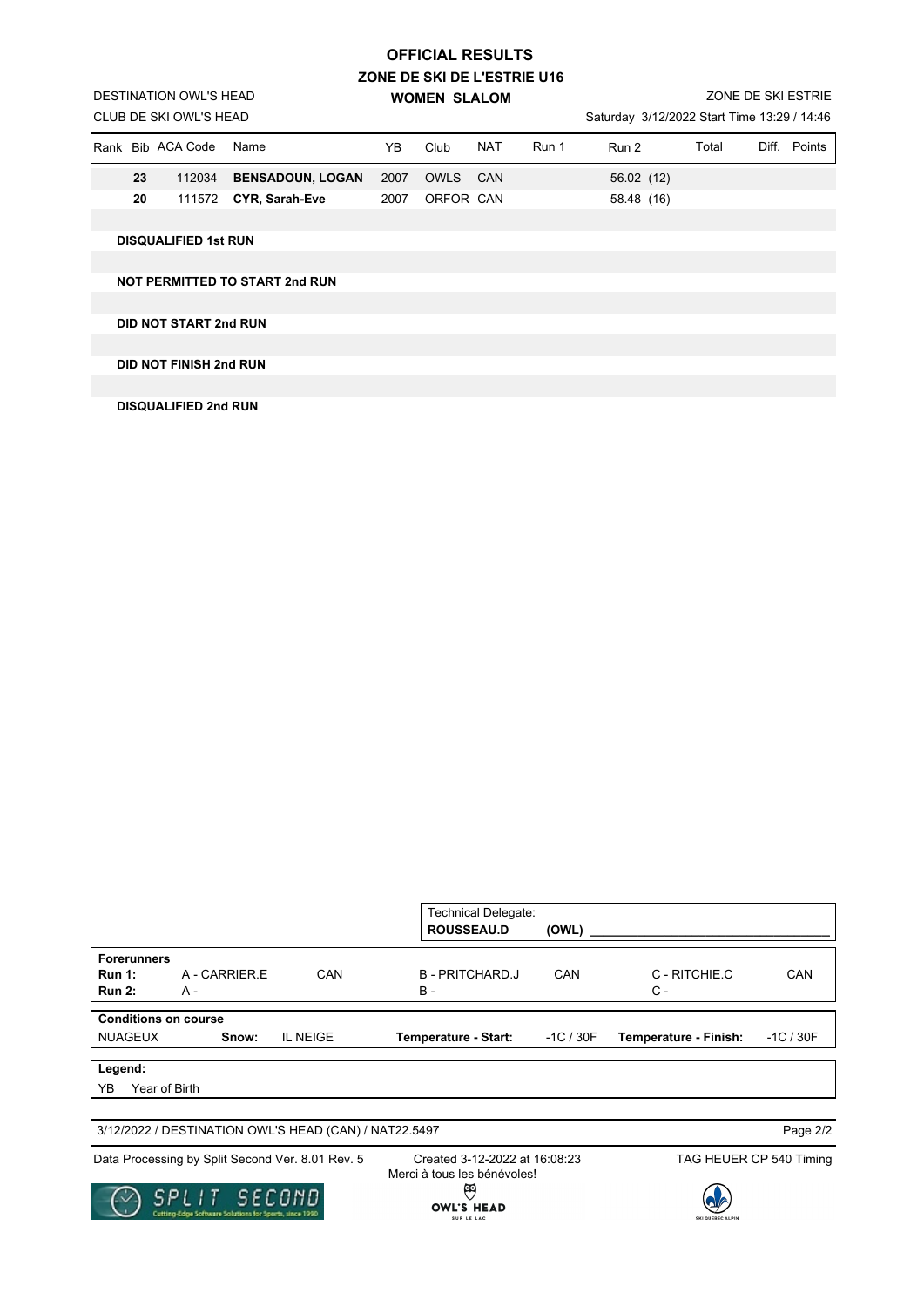# OFFICIAL RESULTS

## ZONE DE SKI DE L'ESTRIE U16

### WOMEN SLALOM

DESTINATION OWL'S HEAD
CLUB DE SKI OWL'S HEAD

ZONE DE SKI ESTRIE
Saturday 3/12/2022 Start Time 13:29 / 14:46

| Rank | Bib | ACA Code | Name | YB | Club | NAT | Run 1 | Run 2 | Total | Diff. | Points |
|---|---|---|---|---|---|---|---|---|---|---|---|
| | 23 | 112034 | **BENSADOUN, LOGAN** | 2007 | OWLS | CAN | | 56.02 (12) | | | |
| | 20 | 111572 | **CYR, Sarah-Eve** | 2007 | ORFOR | CAN | | 58.48 (16) | | | |

**DISQUALIFIED 1st RUN**

**NOT PERMITTED TO START 2nd RUN**

**DID NOT START 2nd RUN**

**DID NOT FINISH 2nd RUN**

**DISQUALIFIED 2nd RUN**

Technical Delegate:
**ROUSSEAU.D** **(OWL)**

| **Forerunners** | | | | | | |
|---|---|---|---|---|---|---|
| **Run 1:** | A - CARRIER.E | CAN | B - PRITCHARD.J | CAN | C - RITCHIE.C | CAN |
| **Run 2:** | A - | | B - | | C - | |

| **Conditions on course** | | | | | | |
|---|---|---|---|---|---|---|
| NUAGEUX | **Snow:** | IL NEIGE | **Temperature - Start:** | -1C / 30F | **Temperature - Finish:** | -1C / 30F |

**Legend:**
YB Year of Birth

3/12/2022 / DESTINATION OWL'S HEAD (CAN) / NAT22.5497

Data Processing by Split Second Ver. 8.01 Rev. 5 | Created 3-12-2022 at 16:08:23 | TAG HEUER CP 540 Timing

Merci à tous les bénévoles!